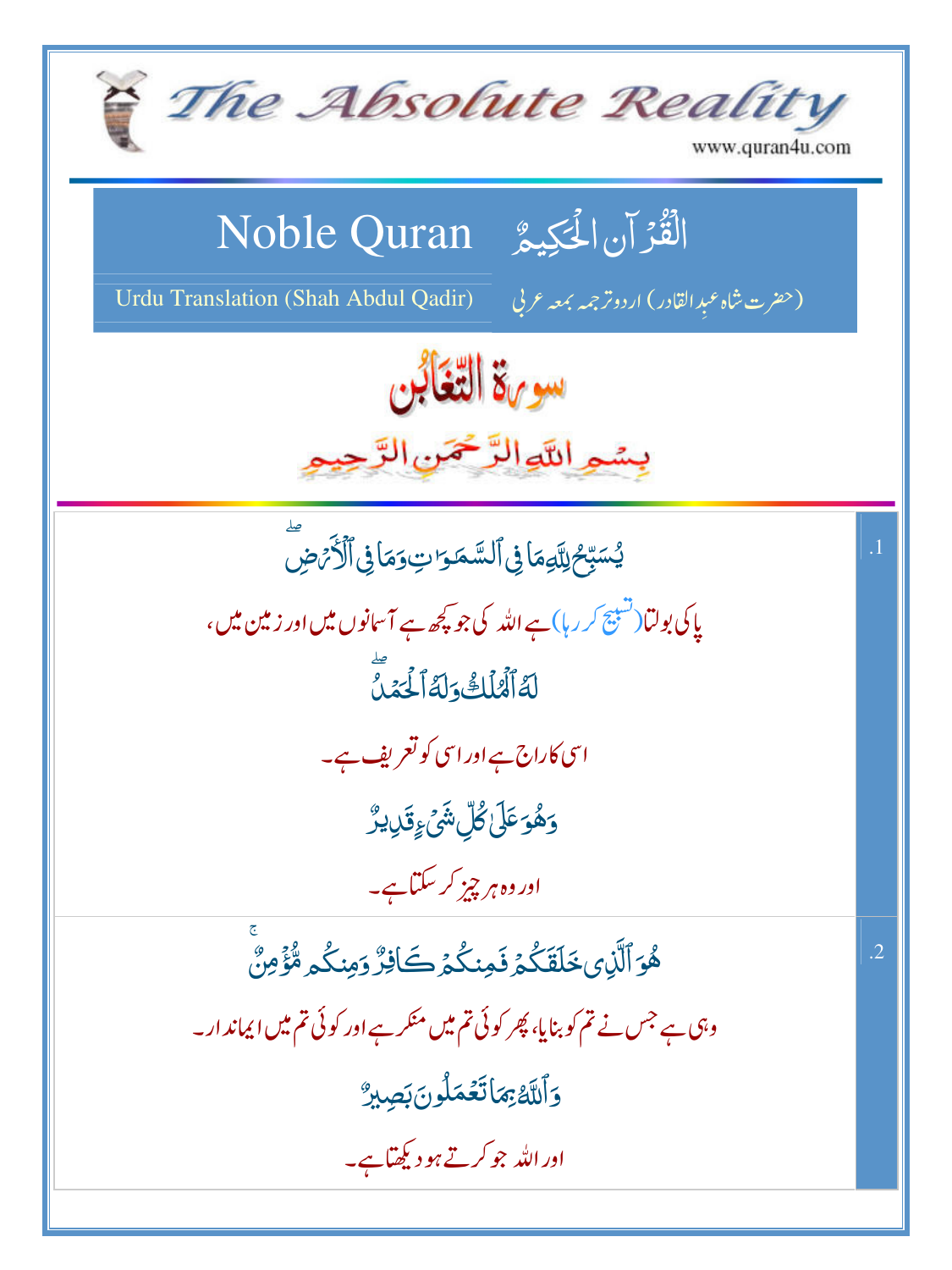# The Absolute Reality

www.quran4u.com

## Noble Quran  القُرآن الحَكِيمُ

Urduu Translation (Shah Abdul Qadir)  (حضرت شاہ عبدِالقادر) اردوترجمہ بمعہ عربی

## سورۃ التّغابُن

بِسمِ اللّٰہِ الرَّحمٰنِ الرَّحِیمِ

.1

يُسَبِّحُ لِلَّهِ مَا فِي ٱلسَّمَٰوَٰتِ وَمَا فِي ٱلْأَرْضِ ۖ

پاکی بولتا(تسبیح کررہا) ہے اللہ کی جو کچھ ہے آسمانوں میں اور زمین میں،

لَهُ ٱلْمُلْكُ وَلَهُ ٱلْحَمْدُ ۖ

اسی کا راج ہے اور اسی کو تعریف ہے۔

وَهُوَ عَلَىٰ كُلِّ شَيْءٍ قَدِيرٌ

اور وہ ہر چیز کر سکتا ہے۔

.2

هُوَ ٱلَّذِي خَلَقَكُمْ فَمِنكُمْ كَافِرٌ وَمِنكُم مُّؤْمِنٌ ۚ

وہی ہے جس نے تم کو بنایا، پھر کوئی تم میں منکر ہے اور کوئی تم میں ایماندار۔

وَٱللَّهُ بِمَا تَعْمَلُونَ بَصِيرٌ

اور اللہ جو کرتے ہو دیکھتا ہے۔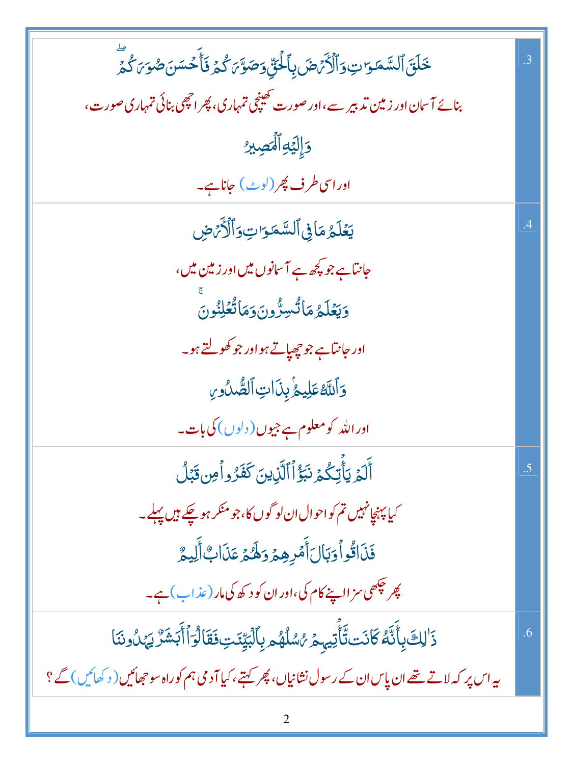| | |
|---|---|
| .3 | خَلَقَ ٱلسَّمَٰوَٰتِ وَٱلۡأَرۡضَ بِٱلۡحَقِّ وَصَوَّرَكُمۡ فَأَحۡسَنَ صُوَرَكُمۡۖ<br>بنائے آسمان اور زمین تدبیر سے، اور صورت کھینچی تمہاری، پھر اچھی بنائی تمہاری صورت،<br>وَإِلَيۡهِ ٱلۡمَصِيرُ<br>اور اسی طرف پھر (لوٹ) جانا ہے۔ |
| .4 | يَعۡلَمُ مَا فِي ٱلسَّمَٰوَٰتِ وَٱلۡأَرۡضِ<br>جانتا ہے جو کچھ ہے آسمانوں میں اور زمین میں،<br>وَيَعۡلَمُ مَا تُسِرُّونَ وَمَا تُعۡلِنُونَۚ<br>اور جانتا ہے جو چھپاتے ہو اور جو کھولتے ہو۔<br>وَٱللَّهُ عَلِيمُۢ بِذَاتِ ٱلصُّدُورِ<br>اور اللہ کو معلوم ہے جیوں (دلوں) کی بات۔ |
| .5 | أَلَمۡ يَأۡتِكُمۡ نَبَؤُاْ ٱلَّذِينَ كَفَرُواْ مِن قَبۡلُ<br>کیا پہنچا نہیں تم کو احوال ان لوگوں کا، جو منکر ہو چکے ہیں پہلے۔<br>فَذَاقُواْ وَبَالَ أَمۡرِهِمۡ وَلَهُمۡ عَذَابٌ أَلِيمٌ<br>پھر چکھی سزا اپنے کام کی، اور ان کو دکھ کی مار (عذاب) ہے۔ |
| .6 | ذَٰلِكَ بِأَنَّهُۥ كَانَت تَّأۡتِيهِمۡ رُسُلُهُم بِٱلۡبَيِّنَٰتِ فَقَالُوٓاْ أَبَشَرٞ يَهۡدُونَنَا<br>یہ اس پر کہ لاتے تھے ان پاس ان کے رسول نشانیاں، پھر کہتے، کیا آدمی ہم کو راہ سوجھائیں (دکھائیں) گے؟ |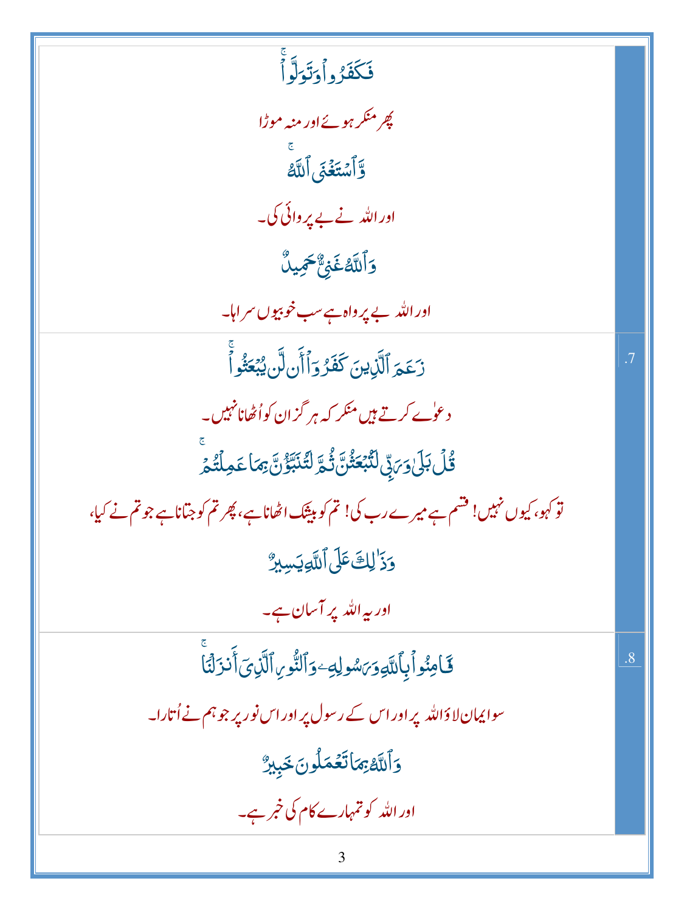| | |
|---|---|
| فَكَفَرُوا۟ وَتَوَلَّوا۟ ۚ<br><br>پھر منکر ہوئے اور منہ موڑا<br><br>وَّٱسْتَغْنَى ٱللَّهُ ۚ<br><br>اور اللہ نے بے پروائی کی۔<br><br>وَٱللَّهُ غَنِىٌّ حَمِيدٌ<br><br>اور اللہ بے پرواہ ہے سب خوبیوں سراہا۔ | |
| زَعَمَ ٱلَّذِينَ كَفَرُوٓا۟ أَن لَّن يُبْعَثُوا۟ ۚ<br><br>دعوٰے کرتے ہیں منکر کہ ہر گز ان کو اُٹھانا نہیں۔<br><br>قُلْ بَلَىٰ وَرَبِّى لَتُبْعَثُنَّ ثُمَّ لَتُنَبَّؤُنَّ بِمَا عَمِلْتُمْ ۚ<br><br>تو کہو، کیوں نہیں! قسم ہے میرے رب کی! تم کو بیشک اٹھانا ہے، پھر تم کو جتانا ہے جو تم نے کیا،<br><br>وَذَٰلِكَ عَلَى ٱللَّهِ يَسِيرٌ<br><br>اور یہ اللہ پر آسان ہے۔ | .7 |
| فَـَٔامِنُوا۟ بِٱللَّهِ وَرَسُولِهِۦ وَٱلنُّورِ ٱلَّذِىٓ أَنزَلْنَا ۚ<br><br>سو ایمان لاؤ اللہ پر اور اس کے رسول پر اور اس نور پر جو ہم نے اُتارا۔<br><br>وَٱللَّهُ بِمَا تَعْمَلُونَ خَبِيرٌ<br><br>اور اللہ کو تمہارے کام کی خبر ہے۔ | .8 |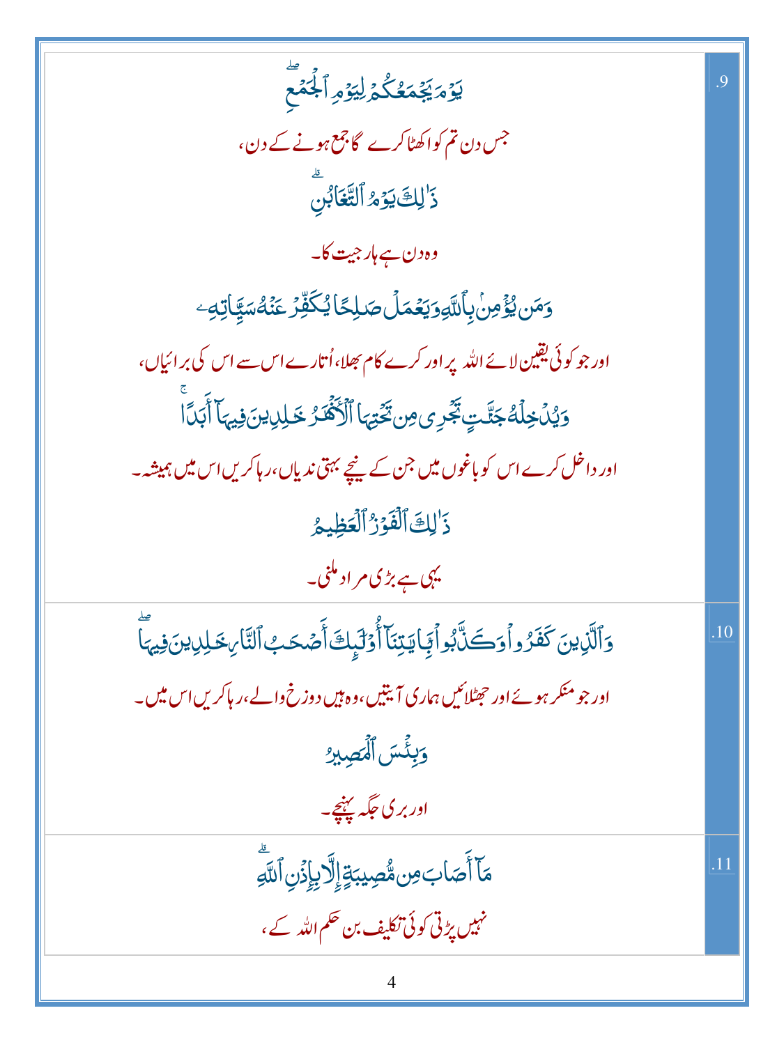| | |
|---|---|
| 9. | يَوْمَ يَجْمَعُكُمْ لِيَوْمِ ٱلْجَمْعِ ۖ<br>جس دن تم کو اکٹھا کرے گا جمع ہونے کے دن،<br>ذَٰلِكَ يَوْمُ ٱلتَّغَابُنِ ۗ<br>وہ دن ہے ہار جیت کا۔<br>وَمَن يُؤْمِنۢ بِٱللَّهِ وَيَعْمَلْ صَٰلِحًا يُكَفِّرْ عَنْهُ سَيِّـَٔاتِهِۦ<br>اور جو کوئی یقین لائے اللہ پر اور کرے کام بھلا، اُتارے اس سے اس کی برائیاں،<br>وَيُدْخِلْهُ جَنَّٰتٍ تَجْرِى مِن تَحْتِهَا ٱلْأَنْهَٰرُ خَٰلِدِينَ فِيهَآ أَبَدًا ۚ<br>اور داخل کرے اس کو باغوں میں جن کے نیچے بہتی ندیاں، رہا کریں اس میں ہمیشہ۔<br>ذَٰلِكَ ٱلْفَوْزُ ٱلْعَظِيمُ<br>یہی ہے بڑی مراد ملنی۔ |
| 10. | وَٱلَّذِينَ كَفَرُوا۟ وَكَذَّبُوا۟ بِـَٔايَٰتِنَآ أُو۟لَٰٓئِكَ أَصْحَٰبُ ٱلنَّارِ خَٰلِدِينَ فِيهَا ۖ<br>اور جو منکر ہوئے اور جھٹلائیں ہماری آیتیں، وہ ہیں دوزخ والے، رہا کریں اس میں۔<br>وَبِئْسَ ٱلْمَصِيرُ<br>اور بری جگہ پہنچے۔ |
| 11. | مَآ أَصَابَ مِن مُّصِيبَةٍ إِلَّا بِإِذْنِ ٱللَّهِ ۗ<br>نہیں پڑتی کوئی تکلیف بن حکم اللہ کے، |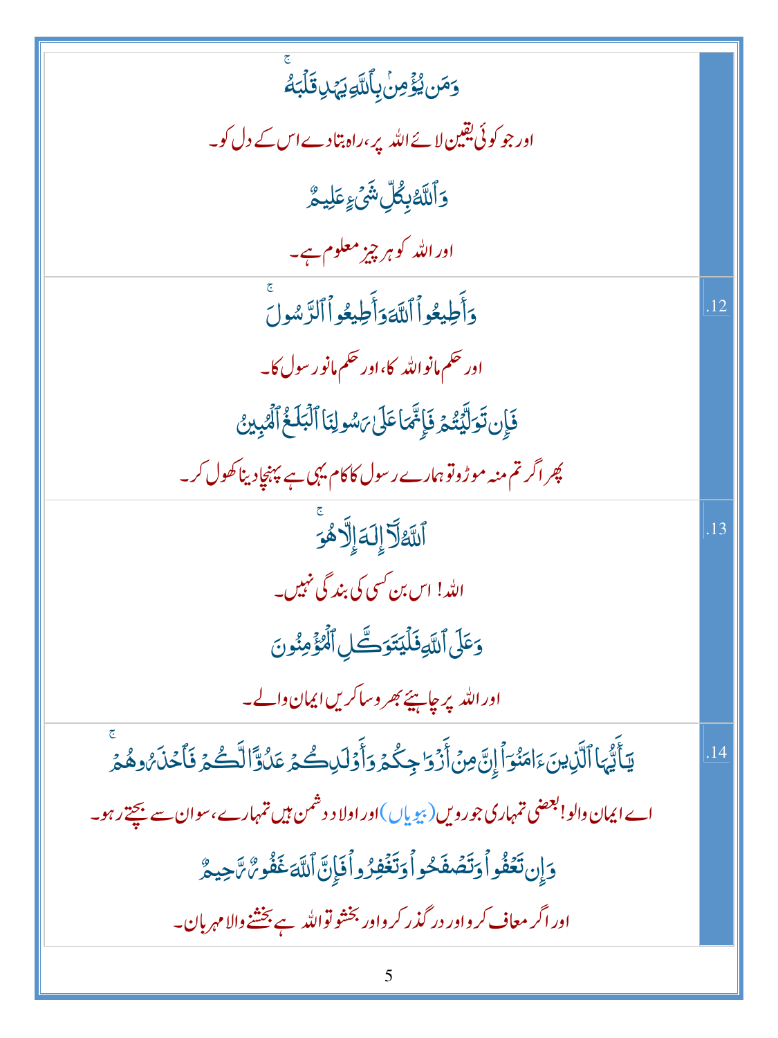| | |
|---|---|
| وَمَن يُؤْمِنۢ بِٱللَّهِ يَهْدِ قَلْبَهُۥ ۚ<br>اور جو کوئی یقین لائے اللہ پر، راہ بتادے اس کے دل کو۔<br>وَٱللَّهُ بِكُلِّ شَىْءٍ عَلِيمٌ<br>اور اللہ کو ہر چیز معلوم ہے۔ | |
| وَأَطِيعُوا۟ ٱللَّهَ وَأَطِيعُوا۟ ٱلرَّسُولَ ۚ<br>اور حکم مانو اللہ کا، اور حکم مانو رسول کا۔<br>فَإِن تَوَلَّيْتُمْ فَإِنَّمَا عَلَىٰ رَسُولِنَا ٱلْبَلَٰغُ ٱلْمُبِينُ<br>پھر اگر تم منہ موڑو تو ہمارے رسول کا کام یہی ہے پہنچا دینا کھول کر۔ | .12 |
| ٱللَّهُ لَآ إِلَٰهَ إِلَّا هُوَ ۚ<br>اللہ! اس بن کسی کی بندگی نہیں۔<br>وَعَلَى ٱللَّهِ فَلْيَتَوَكَّلِ ٱلْمُؤْمِنُونَ<br>اور اللہ پر چاہیئے بھروسا کریں ایمان والے۔ | .13 |
| يَٰٓأَيُّهَا ٱلَّذِينَ ءَامَنُوٓا۟ إِنَّ مِنْ أَزْوَٰجِكُمْ وَأَوْلَٰدِكُمْ عَدُوًّا لَّكُمْ فَٱحْذَرُوهُمْ ۚ<br>اے ایمان والو! بعضی تمہاری جورویں (بیویاں) اور اولاد دشمن ہیں تمہارے، سو ان سے بچتے رہو۔<br>وَإِن تَعْفُوا۟ وَتَصْفَحُوا۟ وَتَغْفِرُوا۟ فَإِنَّ ٱللَّهَ غَفُورٌ رَّحِيمٌ<br>اور اگر معاف کرو اور درگذر کرو اور بخشو تو اللہ ہے بخشنے والا مہربان۔ | .14 |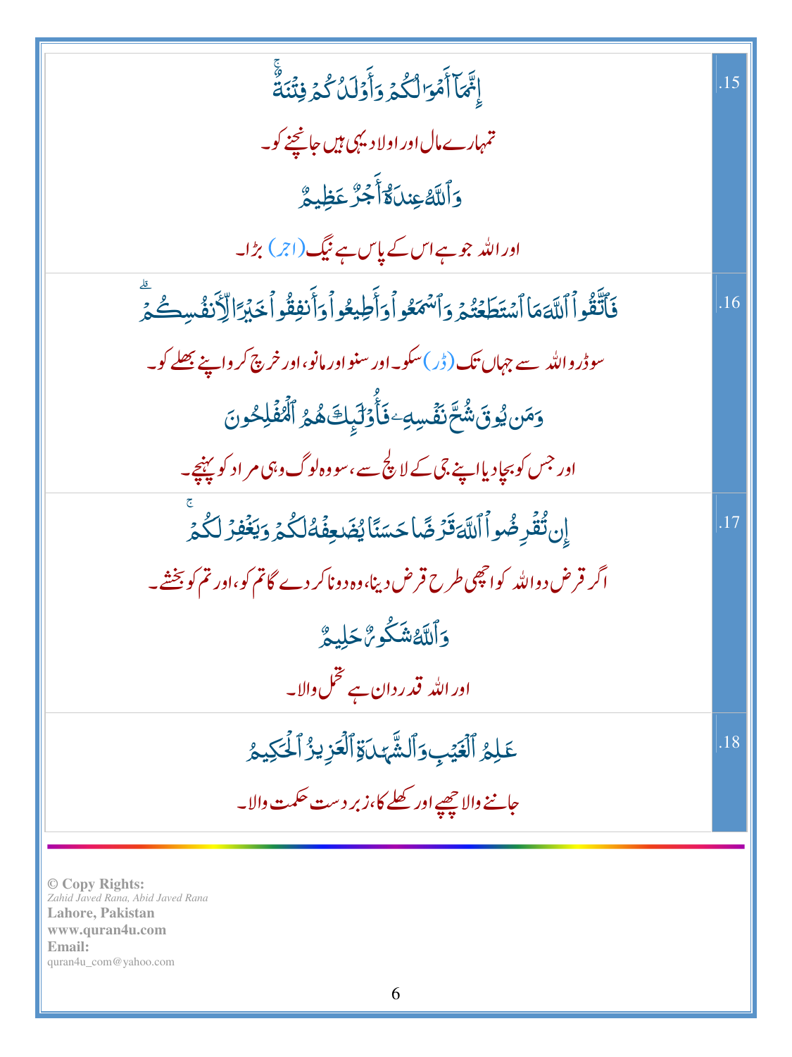| | |
|---|---|
| إِنَّمَآ أَمۡوَٰلُكُمۡ وَأَوۡلَٰدُكُمۡ فِتۡنَةٞۚ<br>تمہارے مال اور اولاد یہی ہیں جانچنے کو۔<br>وَٱللَّهُ عِندَهُۥٓ أَجۡرٌ عَظِيمٞ<br>اور اللہ جو ہے اس کے پاس ہے نیگ (اجر) بڑا۔ | .15 |
| فَٱتَّقُواْ ٱللَّهَ مَا ٱسۡتَطَعۡتُمۡ وَٱسۡمَعُواْ وَأَطِيعُواْ وَأَنفِقُواْ خَيۡرٗا لِّأَنفُسِكُمۡۗ<br>سو ڈرو اللہ سے جہاں تک (ڈر) سکو۔ اور سنو اور مانو، اور خرچ کرو اپنے بھلے کو۔<br>وَمَن يُوقَ شُحَّ نَفۡسِهِۦ فَأُوْلَٰٓئِكَ هُمُ ٱلۡمُفۡلِحُونَ<br>اور جس کو بچادیا اپنے جی کے لالچ سے، سو وہ لوگ وہی مراد کو پہنچے۔ | .16 |
| إِن تُقۡرِضُواْ ٱللَّهَ قَرۡضًا حَسَنٗا يُضَٰعِفۡهُ لَكُمۡ وَيَغۡفِرۡ لَكُمۡۚ<br>اگر قرض دو اللہ کو اچھی طرح قرض دینا، وہ دونا کر دے گا تم کو، اور تم کو بخشے۔<br>وَٱللَّهُ شَكُورٌ حَلِيمٌ<br>اور اللہ قدردان ہے تحمل والا۔ | .17 |
| عَٰلِمُ ٱلۡغَيۡبِ وَٱلشَّهَٰدَةِ ٱلۡعَزِيزُ ٱلۡحَكِيمُ<br>جاننے والا چھپے اور کھلے کا، زبردست حکمت والا۔ | .18 |

© Copy Rights:
*Zahid Javed Rana, Abid Javed Rana*
**Lahore, Pakistan**
**www.quran4u.com**
**Email:**
quran4u_com@yahoo.com